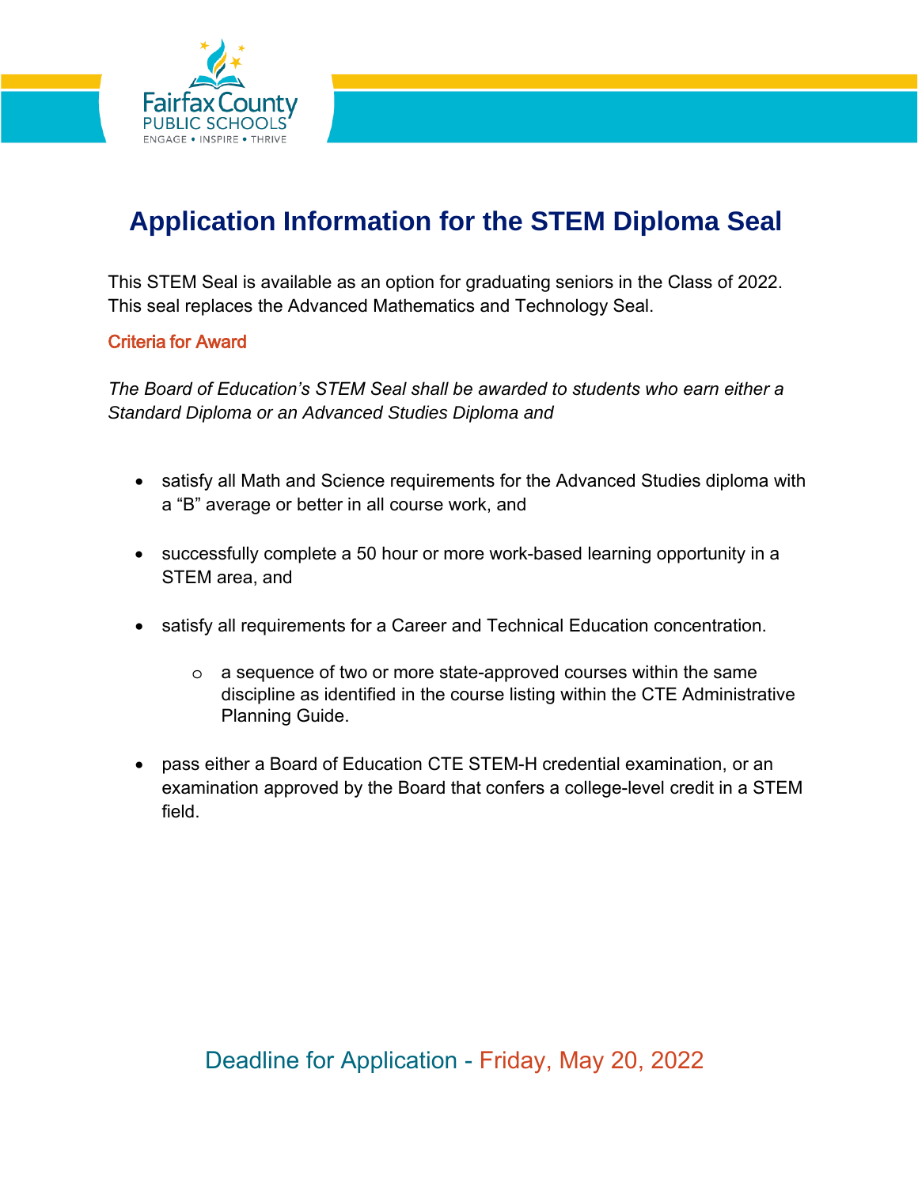# Application Information for the STEM Diploma Seal

This STEM Seal is available as an option for graduating seniors in the Class of 2022. This seal replaces the Advanced Mathematics and Technology Seal.

## Criteria for Award

*The Board of Education's STEM Seal shall be awarded to students who earn either a Standard Diploma or an Advanced Studies Diploma and*

- satisfy all Math and Science requirements for the Advanced Studies diploma with a "B" average or better in all course work, and
- successfully complete a 50 hour or more work-based learning opportunity in a STEM area, and
- satisfy all requirements for a Career and Technical Education concentration.
  - a sequence of two or more state-approved courses within the same discipline as identified in the course listing within the CTE Administrative Planning Guide.
- pass either a Board of Education CTE STEM-H credential examination, or an examination approved by the Board that confers a college-level credit in a STEM field.

## Deadline for Application - Friday, May 20, 2022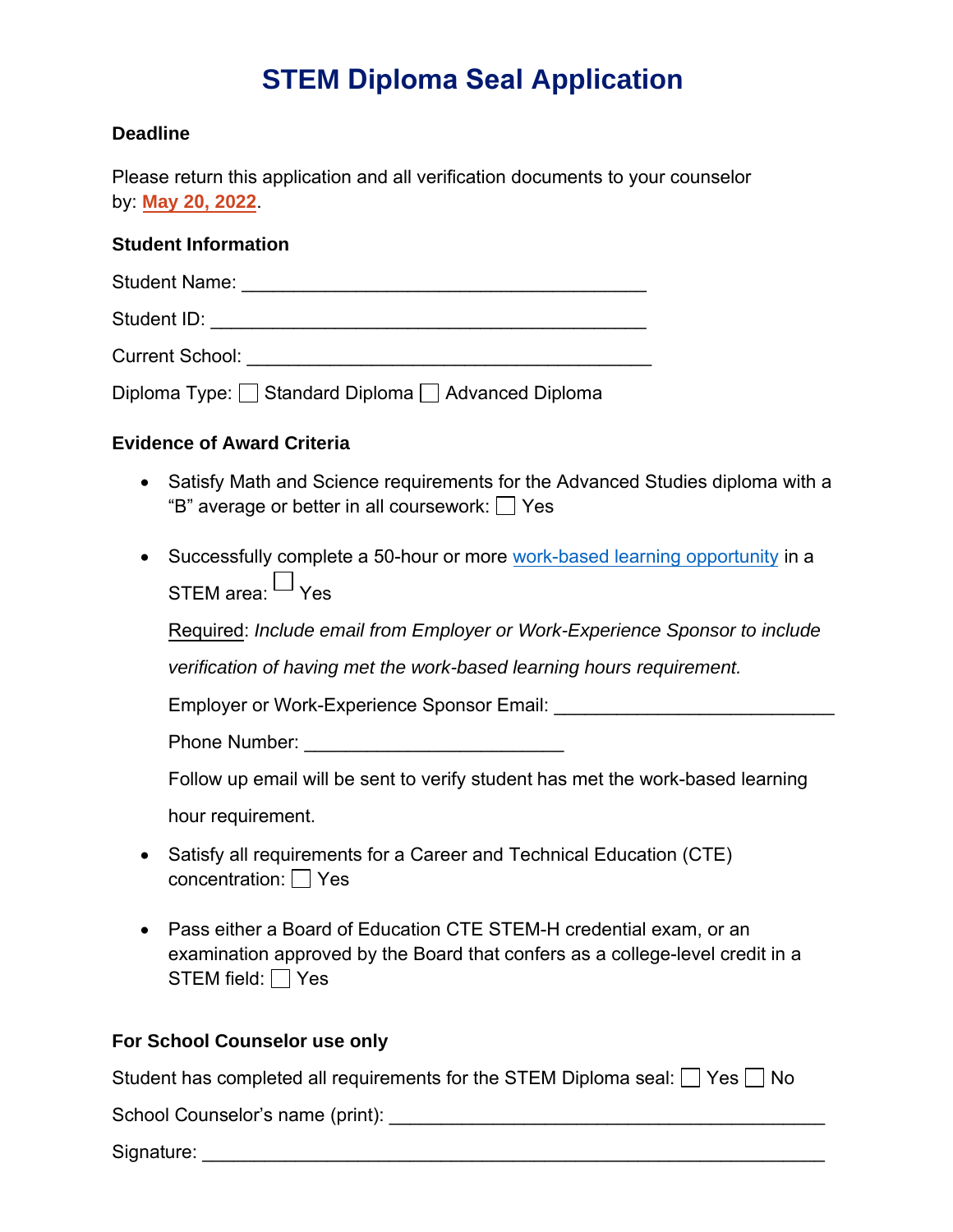# STEM Diploma Seal Application

**Deadline**

Please return this application and all verification documents to your counselor by: **May 20, 2022**.

**Student Information**

Student Name: ________________________________________

Student ID: ___________________________________________

Current School: ________________________________________

Diploma Type: ☐ Standard Diploma ☐ Advanced Diploma

**Evidence of Award Criteria**

- Satisfy Math and Science requirements for the Advanced Studies diploma with a "B" average or better in all coursework: ☐ Yes

- Successfully complete a 50-hour or more work-based learning opportunity in a STEM area: ☐ Yes

  Required: *Include email from Employer or Work-Experience Sponsor to include verification of having met the work-based learning hours requirement.*

  Employer or Work-Experience Sponsor Email: ____________________________

  Phone Number: _________________________

  Follow up email will be sent to verify student has met the work-based learning hour requirement.

- Satisfy all requirements for a Career and Technical Education (CTE) concentration: ☐ Yes

- Pass either a Board of Education CTE STEM-H credential exam, or an examination approved by the Board that confers as a college-level credit in a STEM field: ☐ Yes

**For School Counselor use only**

Student has completed all requirements for the STEM Diploma seal: ☐ Yes ☐ No

School Counselor's name (print): __________________________________________

Signature: ____________________________________________________________